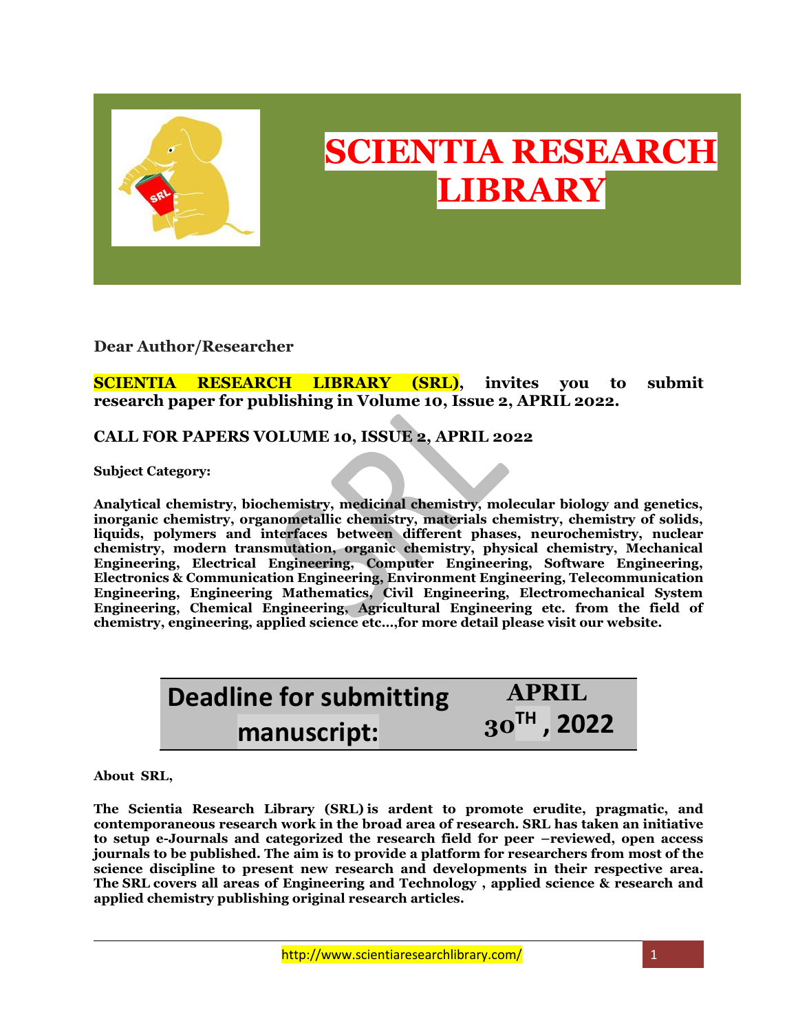# SCIENTIA RESEARCH LIBRARY

**Dear Author/Researcher**

**SCIENTIA RESEARCH LIBRARY (SRL), invites you to submit research paper for publishing in Volume 10, Issue 2, APRIL 2022.**

## CALL FOR PAPERS VOLUME 10, ISSUE 2, APRIL 2022

**Subject Category:**

**Analytical chemistry, biochemistry, medicinal chemistry, molecular biology and genetics, inorganic chemistry, organometallic chemistry, materials chemistry, chemistry of solids, liquids, polymers and interfaces between different phases, neurochemistry, nuclear chemistry, modern transmutation, organic chemistry, physical chemistry, Mechanical Engineering, Electrical Engineering, Computer Engineering, Software Engineering, Electronics & Communication Engineering, Environment Engineering, Telecommunication Engineering, Engineering Mathematics, Civil Engineering, Electromechanical System Engineering, Chemical Engineering, Agricultural Engineering etc. from the field of chemistry, engineering, applied science etc…,for more detail please visit our website.**

| Deadline for submitting manuscript: | APRIL 30$^{TH}$, 2022 |
|---|---|

**About SRL,**

**The Scientia Research Library (SRL) is ardent to promote erudite, pragmatic, and contemporaneous research work in the broad area of research. SRL has taken an initiative to setup e-Journals and categorized the research field for peer –reviewed, open access journals to be published. The aim is to provide a platform for researchers from most of the science discipline to present new research and developments in their respective area. The SRL covers all areas of Engineering and Technology , applied science & research and applied chemistry publishing original research articles.**

http://www.scientiaresearchlibrary.com/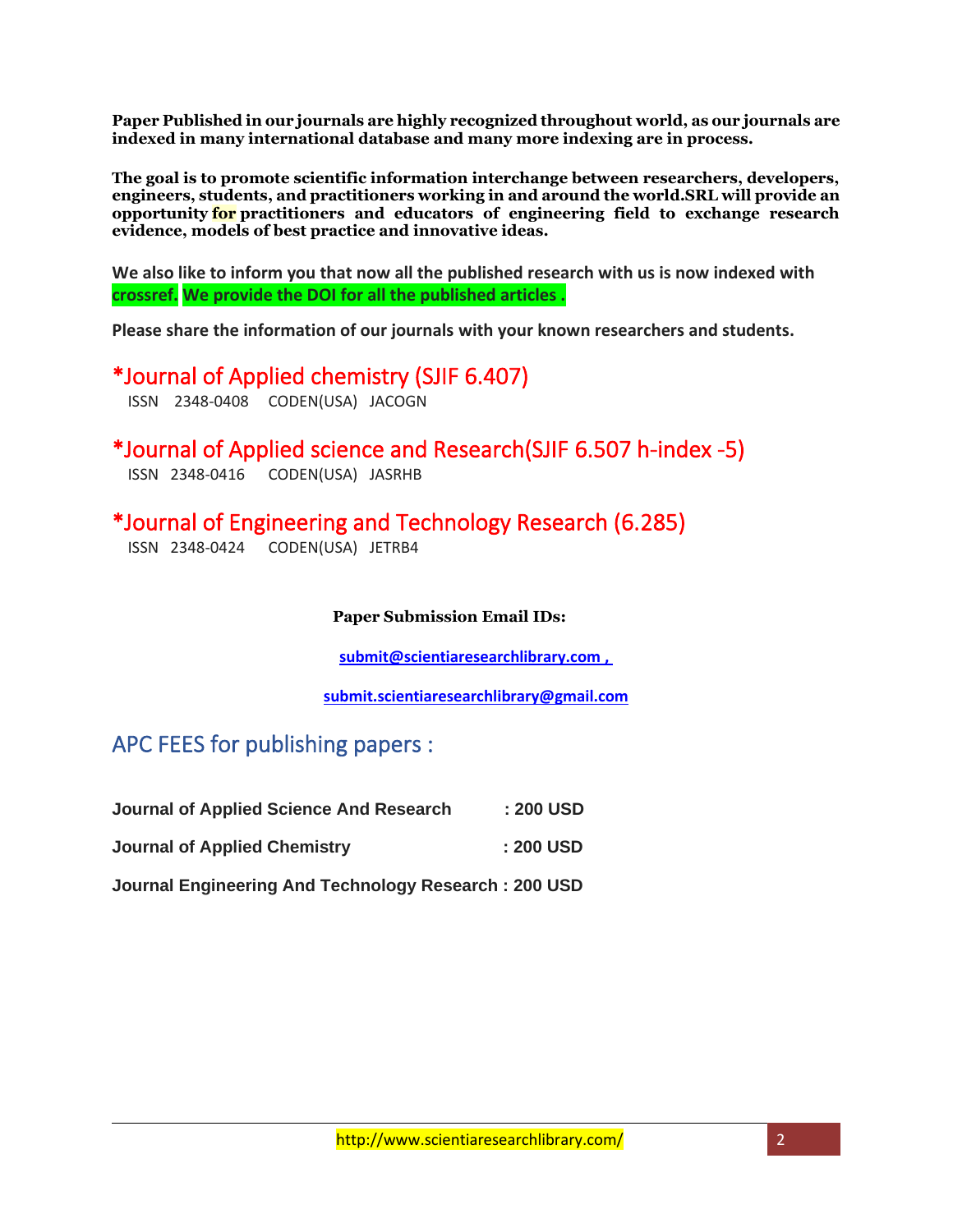**Paper Published in our journals are highly recognized throughout world, as our journals are indexed in many international database and many more indexing are in process.**

**The goal is to promote scientific information interchange between researchers, developers, engineers, students, and practitioners working in and around the world.SRL will provide an opportunity for practitioners and educators of engineering field to exchange research evidence, models of best practice and innovative ideas.**

**We also like to inform you that now all the published research with us is now indexed with crossref. We provide the DOI for all the published articles .**

**Please share the information of our journals with your known researchers and students.**

## *Journal of Applied chemistry (SJIF 6.407)

ISSN 2348-0408 CODEN(USA) JACOGN

## *Journal of Applied science and Research(SJIF 6.507 h-index -5)

ISSN 2348-0416 CODEN(USA) JASRHB

## *Journal of Engineering and Technology Research (6.285)

ISSN 2348-0424 CODEN(USA) JETRB4

**Paper Submission Email IDs:**

**submit@scientiaresearchlibrary.com ,**

**submit.scientiaresearchlibrary@gmail.com**

## APC FEES for publishing papers :

**Journal of Applied Science And Research : 200 USD**

**Journal of Applied Chemistry : 200 USD**

**Journal Engineering And Technology Research : 200 USD**

http://www.scientiaresearchlibrary.com/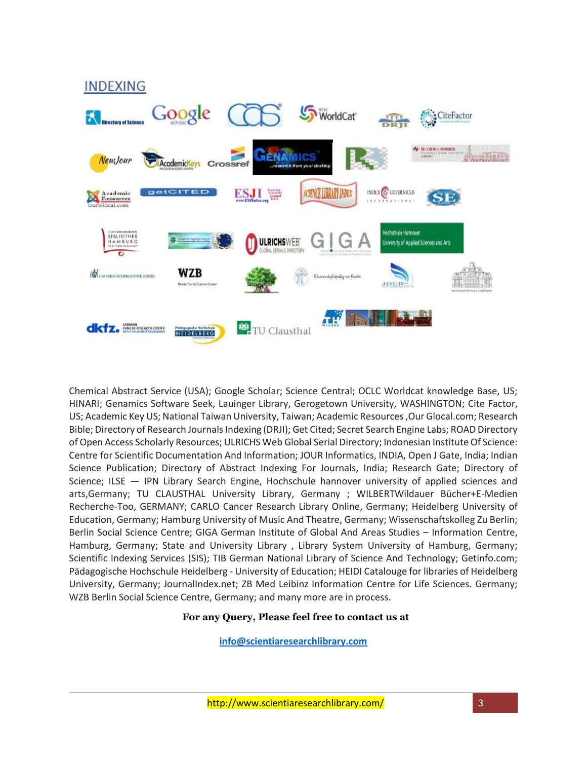## INDEXING

Chemical Abstract Service (USA); Google Scholar; Science Central; OCLC Worldcat knowledge Base, US; HINARI; Genamics Software Seek, Lauinger Library, Gerogetown University, WASHINGTON; Cite Factor, US; Academic Key US; National Taiwan University, Taiwan; Academic Resources ,Our Glocal.com; Research Bible; Directory of Research Journals Indexing (DRJI); Get Cited; Secret Search Engine Labs; ROAD Directory of Open Access Scholarly Resources; ULRICHS Web Global Serial Directory; Indonesian Institute Of Science: Centre for Scientific Documentation And Information; JOUR Informatics, INDIA, Open J Gate, India; Indian Science Publication; Directory of Abstract Indexing For Journals, India; Research Gate; Directory of Science; ILSE — IPN Library Search Engine, Hochschule hannover university of applied sciences and arts,Germany; TU CLAUSTHAL University Library, Germany ; WILBERTWildauer Bücher+E-Medien Recherche-Too, GERMANY; CARLO Cancer Research Library Online, Germany; Heidelberg University of Education, Germany; Hamburg University of Music And Theatre, Germany; Wissenschaftskolleg Zu Berlin; Berlin Social Science Centre; GIGA German Institute of Global And Areas Studies – Information Centre, Hamburg, Germany; State and University Library , Library System University of Hamburg, Germany; Scientific Indexing Services (SIS); TIB German National Library of Science And Technology; Getinfo.com; Pädagogische Hochschule Heidelberg - University of Education; HEIDI Catalouge for libraries of Heidelberg University, Germany; JournalIndex.net; ZB Med Leibinz Information Centre for Life Sciences. Germany; WZB Berlin Social Science Centre, Germany; and many more are in process.

**For any Query, Please feel free to contact us at**

info@scientiaresearchlibrary.com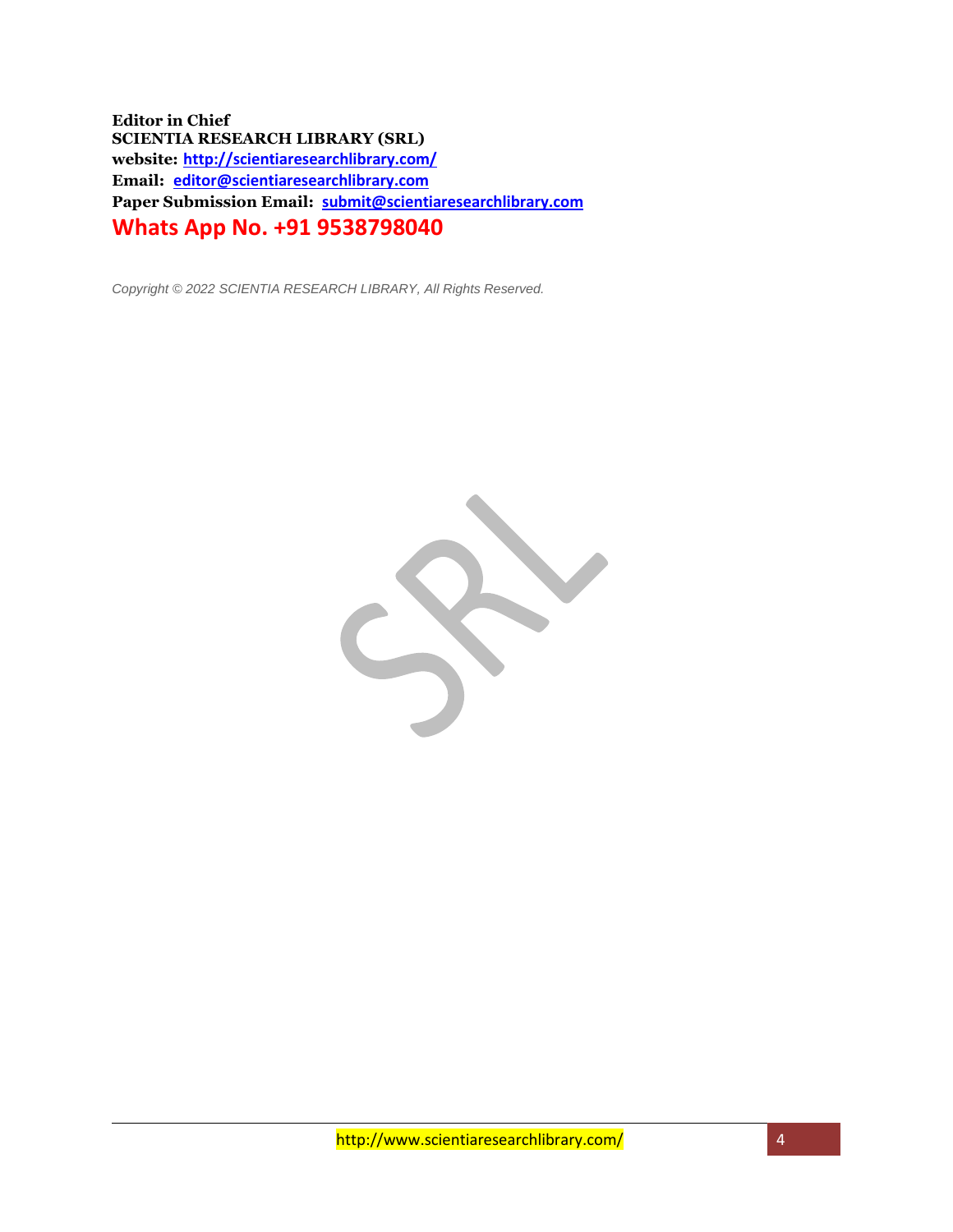**Editor in Chief**
**SCIENTIA RESEARCH LIBRARY (SRL)**
**website:** http://scientiaresearchlibrary.com/
**Email:** editor@scientiaresearchlibrary.com
**Paper Submission Email:** submit@scientiaresearchlibrary.com

**Whats App No. +91 9538798040**

*Copyright © 2022 SCIENTIA RESEARCH LIBRARY, All Rights Reserved.*